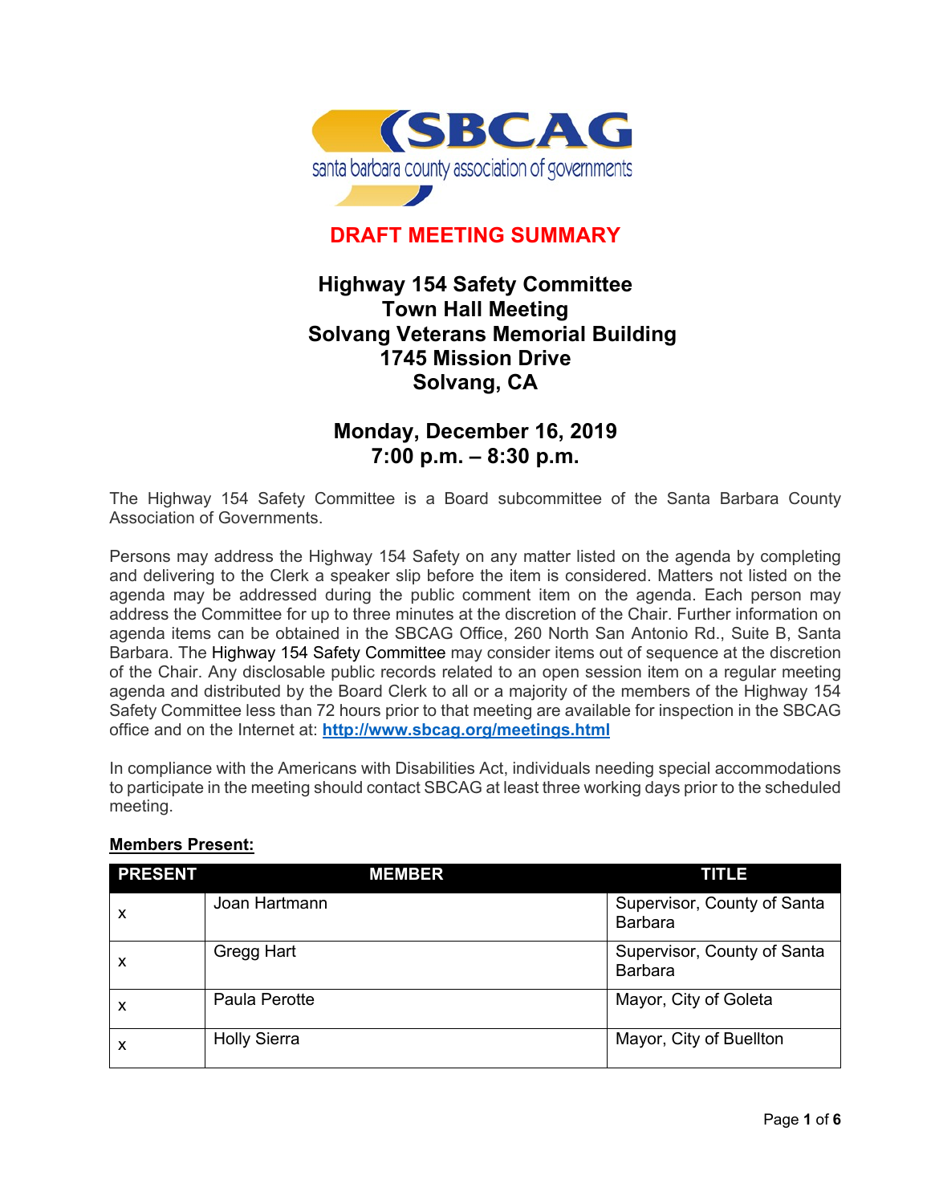SBCAG
santa barbara county association of governments

# DRAFT MEETING SUMMARY

## Highway 154 Safety Committee
## Town Hall Meeting
## Solvang Veterans Memorial Building
## 1745 Mission Drive
## Solvang, CA

## Monday, December 16, 2019
## 7:00 p.m. – 8:30 p.m.

The Highway 154 Safety Committee is a Board subcommittee of the Santa Barbara County Association of Governments.

Persons may address the Highway 154 Safety on any matter listed on the agenda by completing and delivering to the Clerk a speaker slip before the item is considered. Matters not listed on the agenda may be addressed during the public comment item on the agenda. Each person may address the Committee for up to three minutes at the discretion of the Chair. Further information on agenda items can be obtained in the SBCAG Office, 260 North San Antonio Rd., Suite B, Santa Barbara. The Highway 154 Safety Committee may consider items out of sequence at the discretion of the Chair. Any disclosable public records related to an open session item on a regular meeting agenda and distributed by the Board Clerk to all or a majority of the members of the Highway 154 Safety Committee less than 72 hours prior to that meeting are available for inspection in the SBCAG office and on the Internet at: **http://www.sbcag.org/meetings.html**

In compliance with the Americans with Disabilities Act, individuals needing special accommodations to participate in the meeting should contact SBCAG at least three working days prior to the scheduled meeting.

**Members Present:**

| PRESENT | MEMBER | TITLE |
|---|---|---|
| x | Joan Hartmann | Supervisor, County of Santa Barbara |
| x | Gregg Hart | Supervisor, County of Santa Barbara |
| x | Paula Perotte | Mayor, City of Goleta |
| x | Holly Sierra | Mayor, City of Buellton |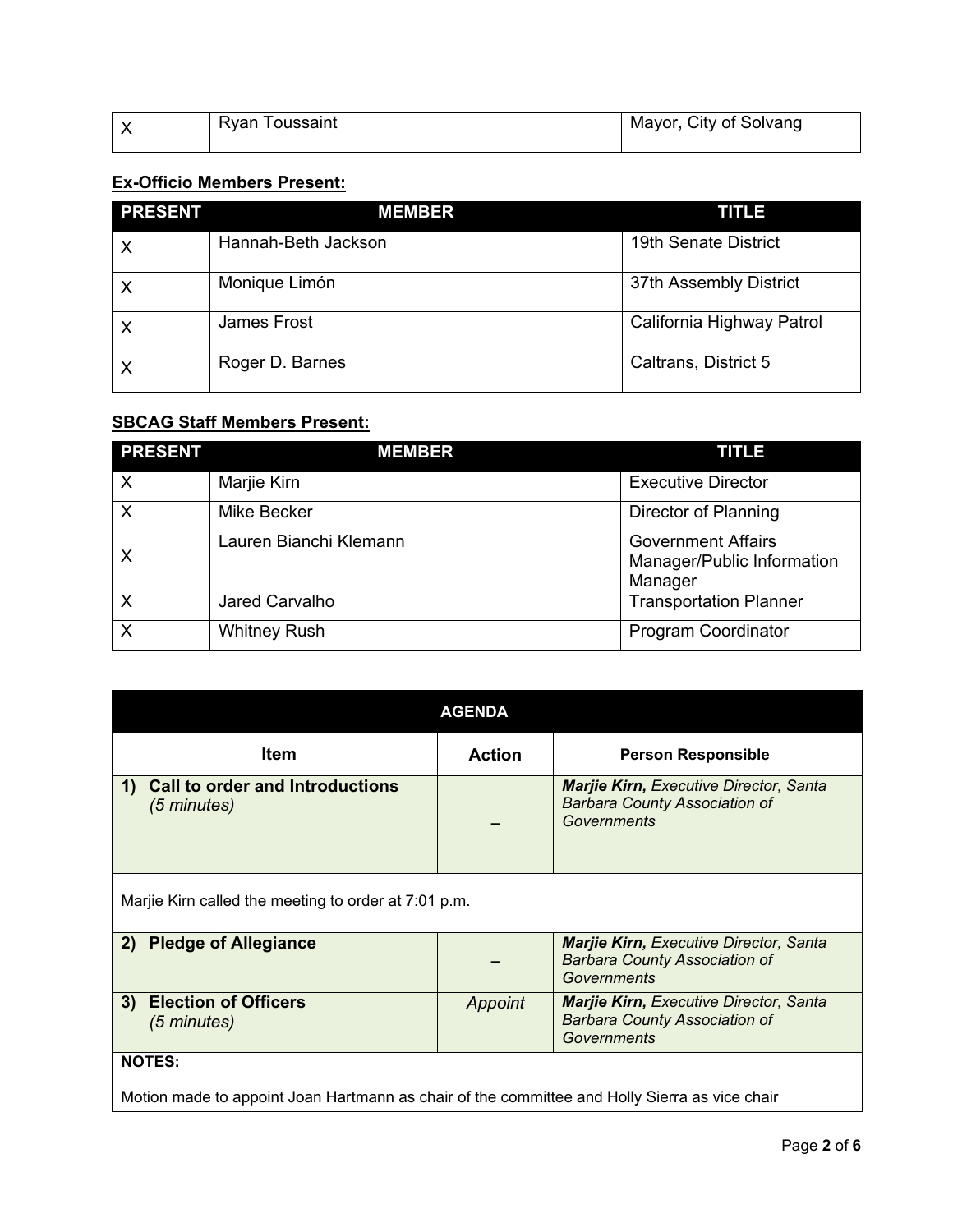| | | |
|---|---|---|
| X | Ryan Toussaint | Mayor, City of Solvang |

**Ex-Officio Members Present:**

| PRESENT | MEMBER | TITLE |
|---|---|---|
| X | Hannah-Beth Jackson | 19th Senate District |
| X | Monique Limón | 37th Assembly District |
| X | James Frost | California Highway Patrol |
| X | Roger D. Barnes | Caltrans, District 5 |

**SBCAG Staff Members Present:**

| PRESENT | MEMBER | TITLE |
|---|---|---|
| X | Marjie Kirn | Executive Director |
| X | Mike Becker | Director of Planning |
| X | Lauren Bianchi Klemann | Government Affairs Manager/Public Information Manager |
| X | Jared Carvalho | Transportation Planner |
| X | Whitney Rush | Program Coordinator |

| AGENDA | | |
|---|---|---|
| **Item** | **Action** | **Person Responsible** |
| **1) Call to order and Introductions** *(5 minutes)* | – | ***Marjie Kirn,*** *Executive Director, Santa Barbara County Association of Governments* |
| Marjie Kirn called the meeting to order at 7:01 p.m. | | |
| **2) Pledge of Allegiance** | – | ***Marjie Kirn,*** *Executive Director, Santa Barbara County Association of Governments* |
| **3) Election of Officers** *(5 minutes)* | *Appoint* | ***Marjie Kirn,*** *Executive Director, Santa Barbara County Association of Governments* |
| **NOTES:** Motion made to appoint Joan Hartmann as chair of the committee and Holly Sierra as vice chair | | |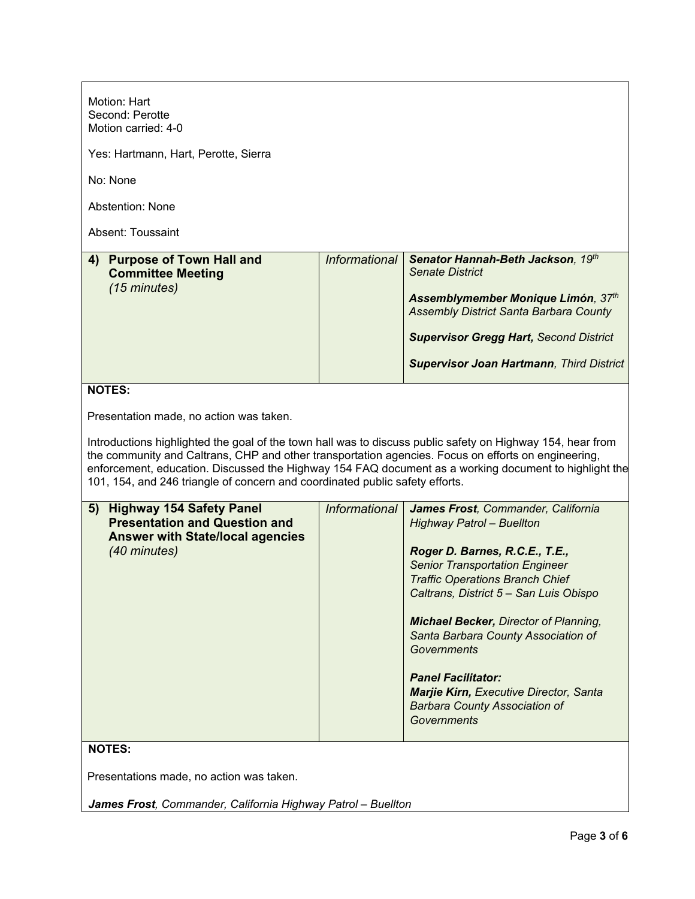Motion: Hart
Second: Perotte
Motion carried: 4-0

Yes: Hartmann, Hart, Perotte, Sierra

No: None

Abstention: None

Absent: Toussaint

| 4) **Purpose of Town Hall and Committee Meeting** *(15 minutes)* | *Informational* | ***Senator Hannah-Beth Jackson**, 19th Senate District*<br><br>***Assemblymember Monique Limón**, 37th Assembly District Santa Barbara County*<br><br>***Supervisor Gregg Hart,** Second District*<br><br>***Supervisor Joan Hartmann**, Third District* |
|---|---|---|

**NOTES:**

Presentation made, no action was taken.

Introductions highlighted the goal of the town hall was to discuss public safety on Highway 154, hear from the community and Caltrans, CHP and other transportation agencies. Focus on efforts on engineering, enforcement, education. Discussed the Highway 154 FAQ document as a working document to highlight the 101, 154, and 246 triangle of concern and coordinated public safety efforts.

| 5) **Highway 154 Safety Panel Presentation and Question and Answer with State/local agencies** *(40 minutes)* | *Informational* | ***James Frost**, Commander, California Highway Patrol – Buellton*<br><br>***Roger D. Barnes, R.C.E., T.E.,** Senior Transportation Engineer Traffic Operations Branch Chief Caltrans, District 5 – San Luis Obispo*<br><br>***Michael Becker,** Director of Planning, Santa Barbara County Association of Governments*<br><br>***Panel Facilitator:***<br>***Marjie Kirn,** Executive Director, Santa Barbara County Association of Governments* |
|---|---|---|

**NOTES:**

Presentations made, no action was taken.

***James Frost**, Commander, California Highway Patrol – Buellton*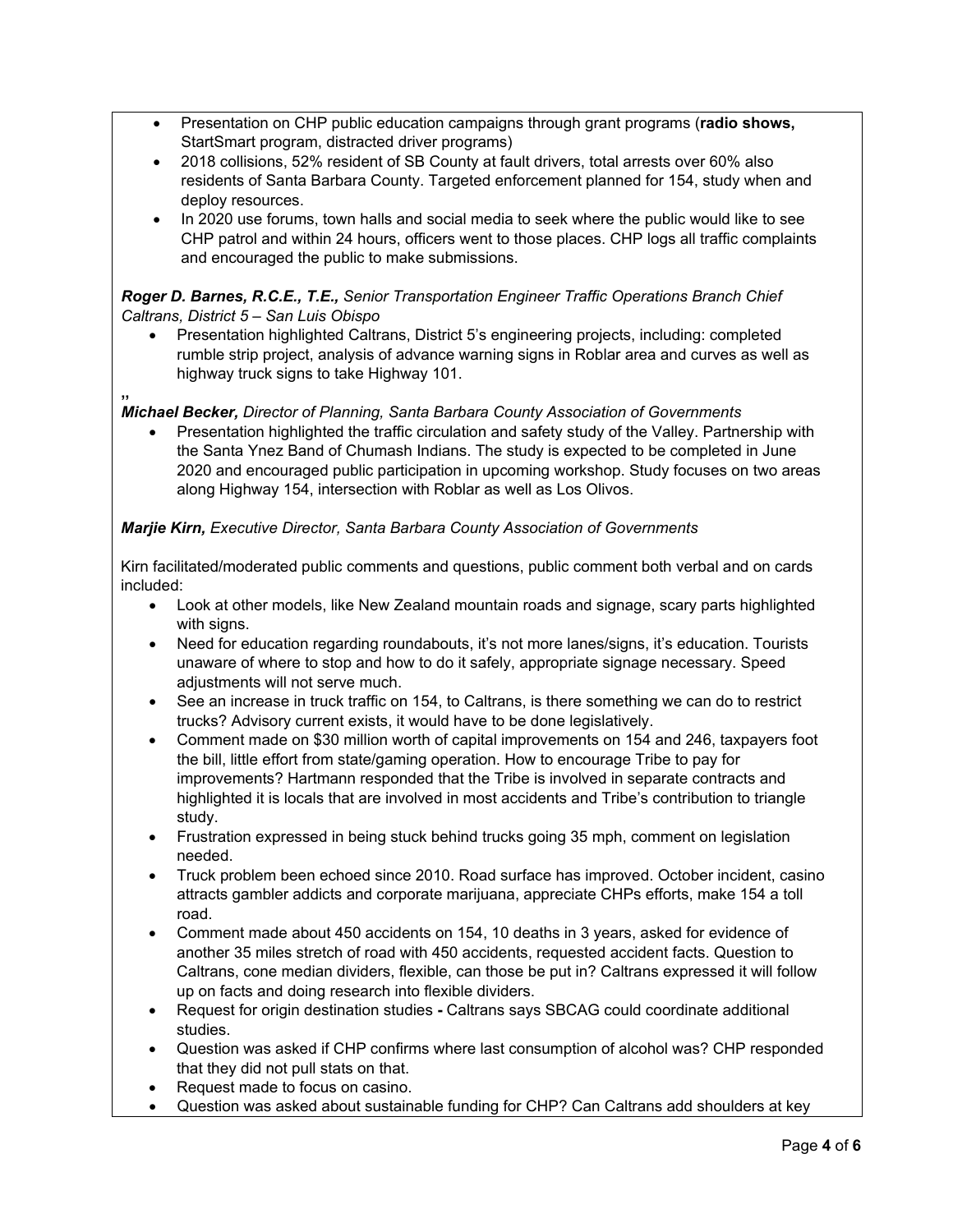- Presentation on CHP public education campaigns through grant programs (**radio shows,** StartSmart program, distracted driver programs)
- 2018 collisions, 52% resident of SB County at fault drivers, total arrests over 60% also residents of Santa Barbara County. Targeted enforcement planned for 154, study when and deploy resources.
- In 2020 use forums, town halls and social media to seek where the public would like to see CHP patrol and within 24 hours, officers went to those places. CHP logs all traffic complaints and encouraged the public to make submissions.

***Roger D. Barnes, R.C.E., T.E.,*** *Senior Transportation Engineer Traffic Operations Branch Chief Caltrans, District 5 – San Luis Obispo*

- Presentation highlighted Caltrans, District 5's engineering projects, including: completed rumble strip project, analysis of advance warning signs in Roblar area and curves as well as highway truck signs to take Highway 101.

"

***Michael Becker,*** *Director of Planning, Santa Barbara County Association of Governments*

- Presentation highlighted the traffic circulation and safety study of the Valley. Partnership with the Santa Ynez Band of Chumash Indians. The study is expected to be completed in June 2020 and encouraged public participation in upcoming workshop. Study focuses on two areas along Highway 154, intersection with Roblar as well as Los Olivos.

***Marjie Kirn,*** *Executive Director, Santa Barbara County Association of Governments*

Kirn facilitated/moderated public comments and questions, public comment both verbal and on cards included:

- Look at other models, like New Zealand mountain roads and signage, scary parts highlighted with signs.
- Need for education regarding roundabouts, it's not more lanes/signs, it's education. Tourists unaware of where to stop and how to do it safely, appropriate signage necessary. Speed adjustments will not serve much.
- See an increase in truck traffic on 154, to Caltrans, is there something we can do to restrict trucks? Advisory current exists, it would have to be done legislatively.
- Comment made on $30 million worth of capital improvements on 154 and 246, taxpayers foot the bill, little effort from state/gaming operation. How to encourage Tribe to pay for improvements? Hartmann responded that the Tribe is involved in separate contracts and highlighted it is locals that are involved in most accidents and Tribe's contribution to triangle study.
- Frustration expressed in being stuck behind trucks going 35 mph, comment on legislation needed.
- Truck problem been echoed since 2010. Road surface has improved. October incident, casino attracts gambler addicts and corporate marijuana, appreciate CHPs efforts, make 154 a toll road.
- Comment made about 450 accidents on 154, 10 deaths in 3 years, asked for evidence of another 35 miles stretch of road with 450 accidents, requested accident facts. Question to Caltrans, cone median dividers, flexible, can those be put in? Caltrans expressed it will follow up on facts and doing research into flexible dividers.
- Request for origin destination studies **-** Caltrans says SBCAG could coordinate additional studies.
- Question was asked if CHP confirms where last consumption of alcohol was? CHP responded that they did not pull stats on that.
- Request made to focus on casino.
- Question was asked about sustainable funding for CHP? Can Caltrans add shoulders at key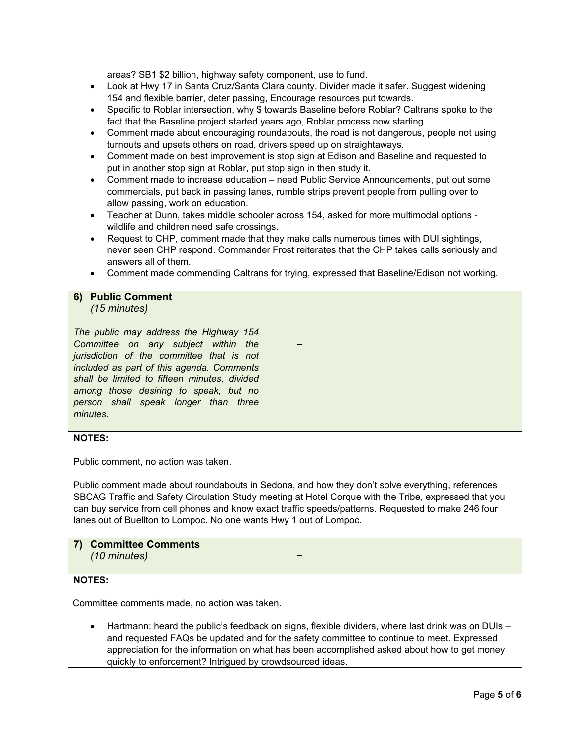areas? SB1 $2 billion, highway safety component, use to fund.

- Look at Hwy 17 in Santa Cruz/Santa Clara county. Divider made it safer. Suggest widening 154 and flexible barrier, deter passing, Encourage resources put towards.
- Specific to Roblar intersection, why $ towards Baseline before Roblar? Caltrans spoke to the fact that the Baseline project started years ago, Roblar process now starting.
- Comment made about encouraging roundabouts, the road is not dangerous, people not using turnouts and upsets others on road, drivers speed up on straightaways.
- Comment made on best improvement is stop sign at Edison and Baseline and requested to put in another stop sign at Roblar, put stop sign in then study it.
- Comment made to increase education – need Public Service Announcements, put out some commercials, put back in passing lanes, rumble strips prevent people from pulling over to allow passing, work on education.
- Teacher at Dunn, takes middle schooler across 154, asked for more multimodal options - wildlife and children need safe crossings.
- Request to CHP, comment made that they make calls numerous times with DUI sightings, never seen CHP respond. Commander Frost reiterates that the CHP takes calls seriously and answers all of them.
- Comment made commending Caltrans for trying, expressed that Baseline/Edison not working.

| **6) Public Comment** *(15 minutes)* *The public may address the Highway 154 Committee on any subject within the jurisdiction of the committee that is not included as part of this agenda. Comments shall be limited to fifteen minutes, divided among those desiring to speak, but no person shall speak longer than three minutes.* | – | |
|---|---|---|

**NOTES:**

Public comment, no action was taken.

Public comment made about roundabouts in Sedona, and how they don't solve everything, references SBCAG Traffic and Safety Circulation Study meeting at Hotel Corque with the Tribe, expressed that you can buy service from cell phones and know exact traffic speeds/patterns. Requested to make 246 four lanes out of Buellton to Lompoc. No one wants Hwy 1 out of Lompoc.

| **7) Committee Comments** *(10 minutes)* | – | |
|---|---|---|

**NOTES:**

Committee comments made, no action was taken.

- Hartmann: heard the public's feedback on signs, flexible dividers, where last drink was on DUIs – and requested FAQs be updated and for the safety committee to continue to meet. Expressed appreciation for the information on what has been accomplished asked about how to get money quickly to enforcement? Intrigued by crowdsourced ideas.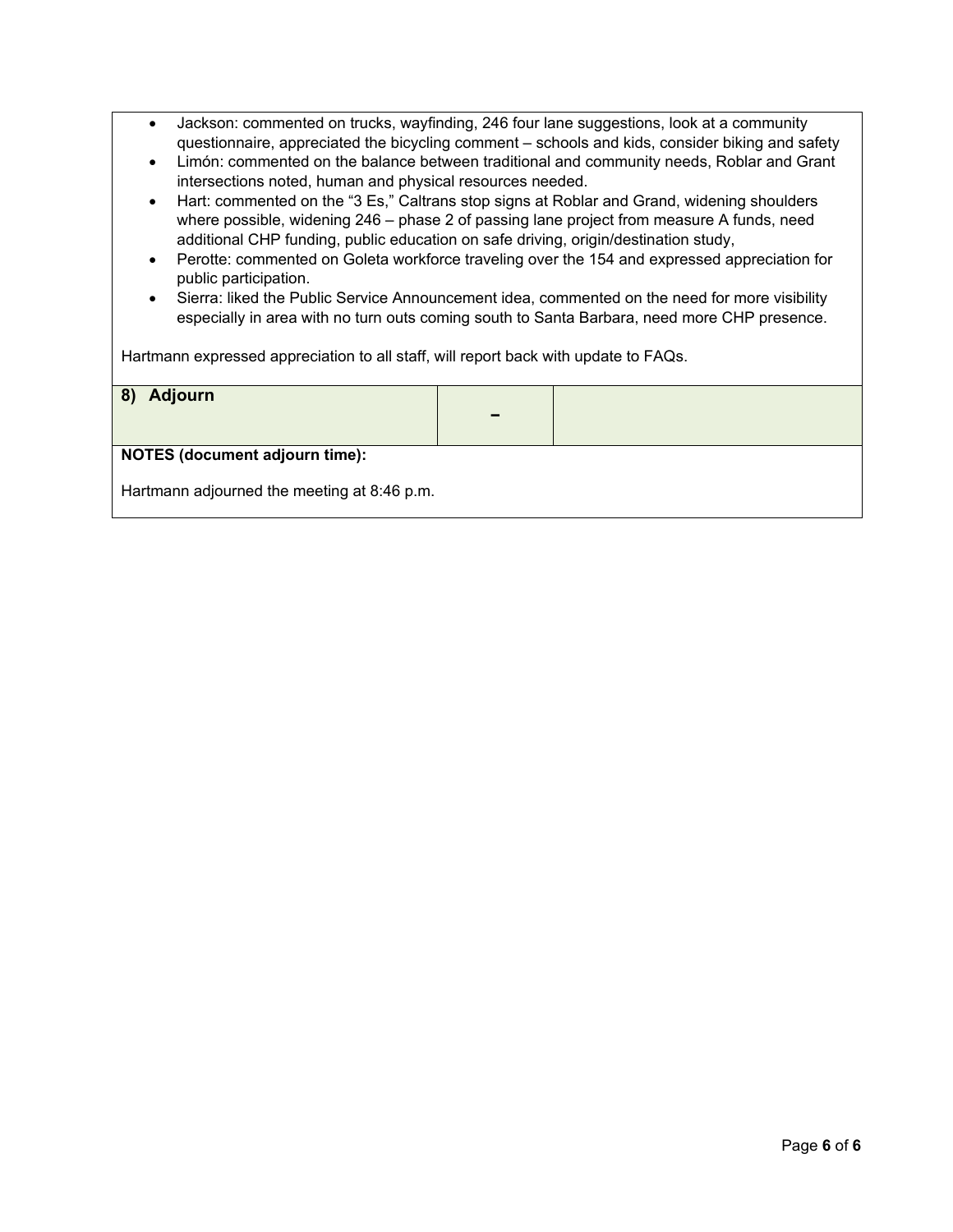- Jackson: commented on trucks, wayfinding, 246 four lane suggestions, look at a community questionnaire, appreciated the bicycling comment – schools and kids, consider biking and safety
- Limón: commented on the balance between traditional and community needs, Roblar and Grant intersections noted, human and physical resources needed.
- Hart: commented on the "3 Es," Caltrans stop signs at Roblar and Grand, widening shoulders where possible, widening 246 – phase 2 of passing lane project from measure A funds, need additional CHP funding, public education on safe driving, origin/destination study,
- Perotte: commented on Goleta workforce traveling over the 154 and expressed appreciation for public participation.
- Sierra: liked the Public Service Announcement idea, commented on the need for more visibility especially in area with no turn outs coming south to Santa Barbara, need more CHP presence.

Hartmann expressed appreciation to all staff, will report back with update to FAQs.

| **8) Adjourn** | **–** | |
|---|---|---|

**NOTES (document adjourn time):**

Hartmann adjourned the meeting at 8:46 p.m.